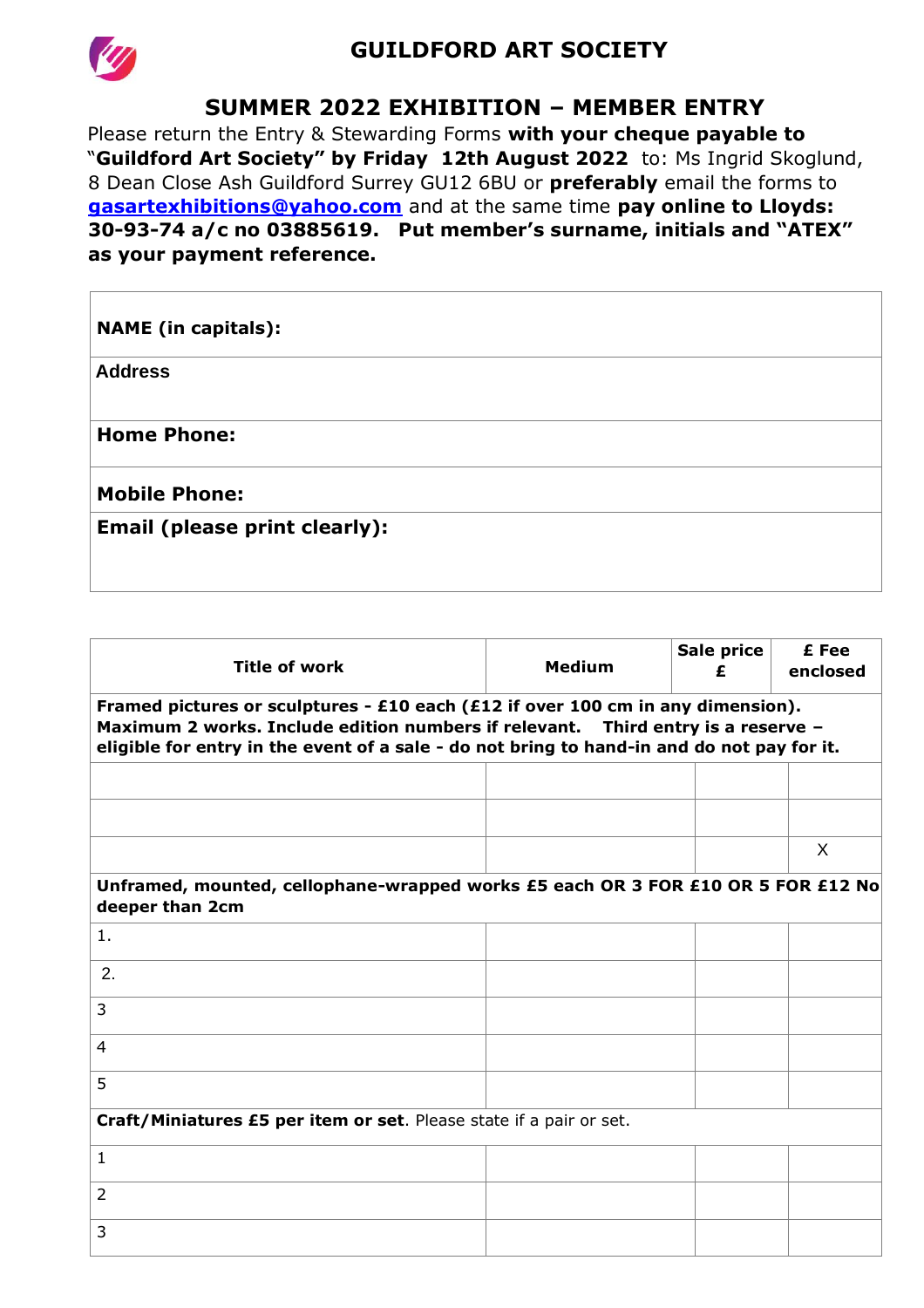# GUILDFORD ART SOCIETY

## SUMMER 2022 EXHIBITION – MEMBER ENTRY

Please return the Entry & Stewarding Forms **with your cheque payable to "Guildford Art Society" by Friday 12th August 2022** to: Ms Ingrid Skoglund, 8 Dean Close Ash Guildford Surrey GU12 6BU or **preferably** email the forms to **gasartexhibitions@yahoo.com** and at the same time **pay online to Lloyds: 30-93-74 a/c no 03885619. Put member's surname, initials and "ATEX" as your payment reference.**

| | |
|---|---|
| **NAME (in capitals):** | |
| **Address** | |
| **Home Phone:** | |
| **Mobile Phone:** | |
| **Email (please print clearly):** | |

| Title of work | Medium | Sale price £ | £ Fee enclosed |
|---|---|---|---|
| **Framed pictures or sculptures - £10 each (£12 if over 100 cm in any dimension). Maximum 2 works. Include edition numbers if relevant. Third entry is a reserve – eligible for entry in the event of a sale - do not bring to hand-in and do not pay for it.** | | | |
| | | | |
| | | | |
| | | | X |
| **Unframed, mounted, cellophane-wrapped works £5 each OR 3 FOR £10 OR 5 FOR £12 No deeper than 2cm** | | | |
| 1. | | | |
| 2. | | | |
| 3 | | | |
| 4 | | | |
| 5 | | | |
| **Craft/Miniatures £5 per item or set**. Please state if a pair or set. | | | |
| 1 | | | |
| 2 | | | |
| 3 | | | |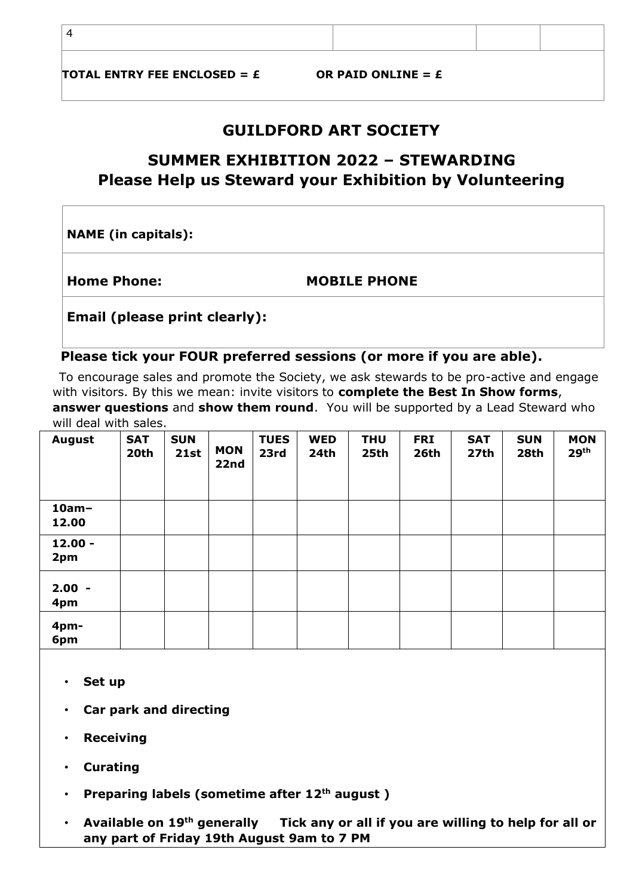| 4 | | | |
|---|---|---|---|

**TOTAL ENTRY FEE ENCLOSED = £** **OR PAID ONLINE = £**

# GUILDFORD ART SOCIETY

## SUMMER EXHIBITION 2022 – STEWARDING
## Please Help us Steward your Exhibition by Volunteering

**NAME (in capitals):**

**Home Phone:** **MOBILE PHONE**

**Email (please print clearly):**

**Please tick your FOUR preferred sessions (or more if you are able).**

To encourage sales and promote the Society, we ask stewards to be pro-active and engage with visitors. By this we mean: invite visitors to **complete the Best In Show forms**, **answer questions** and **show them round**. You will be supported by a Lead Steward who will deal with sales.

| August | SAT 20th | SUN 21st | MON 22nd | TUES 23rd | WED 24th | THU 25th | FRI 26th | SAT 27th | SUN 28th | MON 29th |
|---|---|---|---|---|---|---|---|---|---|---|
| 10am–12.00 | | | | | | | | | | |
| 12.00 - 2pm | | | | | | | | | | |
| 2.00 - 4pm | | | | | | | | | | |
| 4pm-6pm | | | | | | | | | | |

- **Set up**
- **Car park and directing**
- **Receiving**
- **Curating**
- **Preparing labels (sometime after 12th august )**
- **Available on 19th generally** **Tick any or all if you are willing to help for all or any part of Friday 19th August 9am to 7 PM**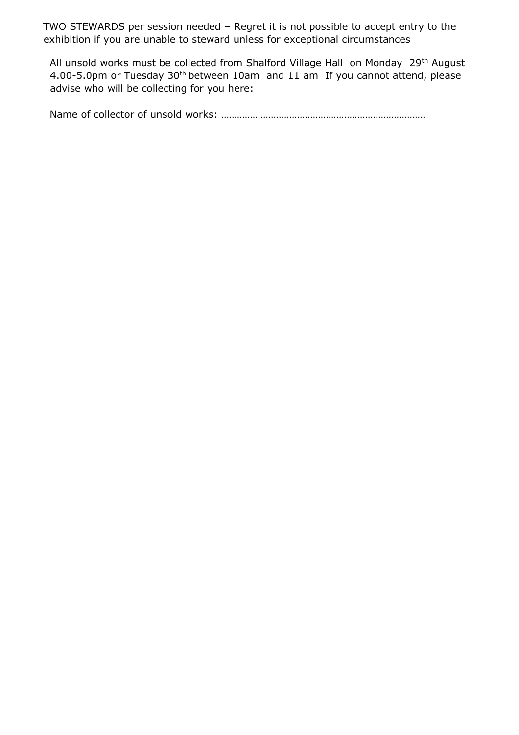TWO STEWARDS per session needed – Regret it is not possible to accept entry to the exhibition if you are unable to steward unless for exceptional circumstances

All unsold works must be collected from Shalford Village Hall on Monday 29th August 4.00-5.0pm or Tuesday 30th between 10am and 11 am If you cannot attend, please advise who will be collecting for you here:

Name of collector of unsold works: ……………………………………………………………………